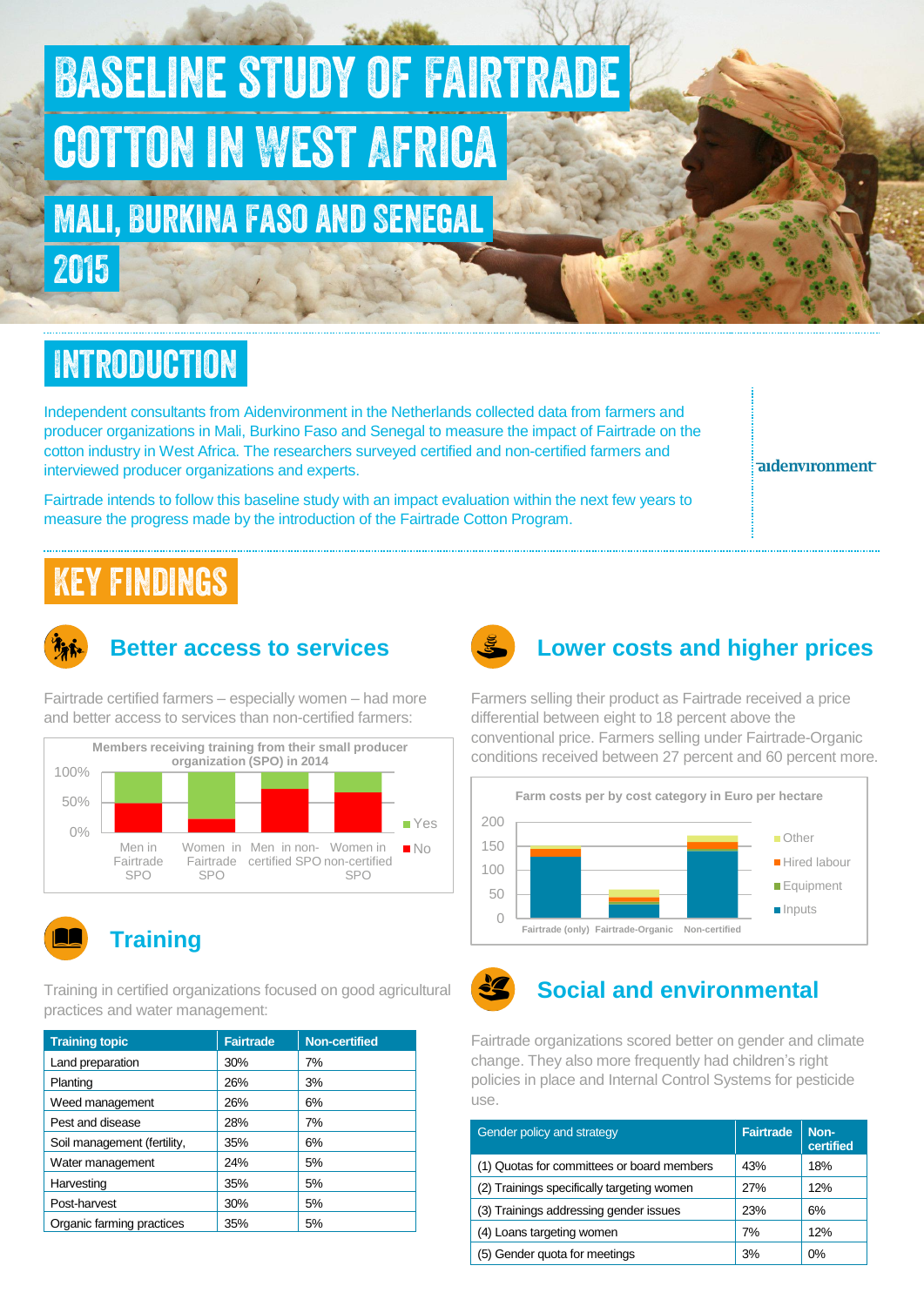# BASELINE STUDY OF FAIRTRADE COTTON IN WEST AFRICA

## MALI, BURKINA FASO AND SENEGAL

## 2015

## INTRODUCTION

Independent consultants from Aidenvironment in the Netherlands collected data from farmers and producer organizations in Mali, Burkina Faso and Senegal to measure the impact of Fairtrade on the cotton industry in West Africa. The researchers surveyed certified and non-certified farmers and interviewed producer organizations and experts.

Fairtrade intends to follow this baseline study with an impact evaluation within the next few years to measure the progress made by the introduction of the Fairtrade Cotton Program.

aidenvironment

## KEY FINDINGS

### Better access to services

Fairtrade certified farmers – especially women – had more and better access to services than non-certified farmers:

Members receiving training from their small producer organization (SPO) in 2014

(Chart: 100% / 50% / 0%; categories: Men in Fairtrade SPO, Women in Fairtrade SPO, Men in non-certified SPO, Women in non-certified SPO; legend: Yes, No)

### Training

Training in certified organizations focused on good agricultural practices and water management:

| Training topic | Fairtrade | Non-certified |
|---|---|---|
| Land preparation | 30% | 7% |
| Planting | 26% | 3% |
| Weed management | 26% | 6% |
| Pest and disease | 28% | 7% |
| Soil management (fertility, | 35% | 6% |
| Water management | 24% | 5% |
| Harvesting | 35% | 5% |
| Post-harvest | 30% | 5% |
| Organic farming practices | 35% | 5% |

### Lower costs and higher prices

Farmers selling their product as Fairtrade received a price differential between eight to 18 percent above the conventional price. Farmers selling under Fairtrade-Organic conditions received between 27 percent and 60 percent more.

Farm costs per by cost category in Euro per hectare

(Chart: 0–200; categories: Fairtrade (only), Fairtrade-Organic, Non-certified; legend: Other, Hired labour, Equipment, Inputs)

### Social and environmental

Fairtrade organizations scored better on gender and climate change. They also more frequently had children's right policies in place and Internal Control Systems for pesticide use.

| Gender policy and strategy | Fairtrade | Non-certified |
|---|---|---|
| (1) Quotas for committees or board members | 43% | 18% |
| (2) Trainings specifically targeting women | 27% | 12% |
| (3) Trainings addressing gender issues | 23% | 6% |
| (4) Loans targeting women | 7% | 12% |
| (5) Gender quota for meetings | 3% | 0% |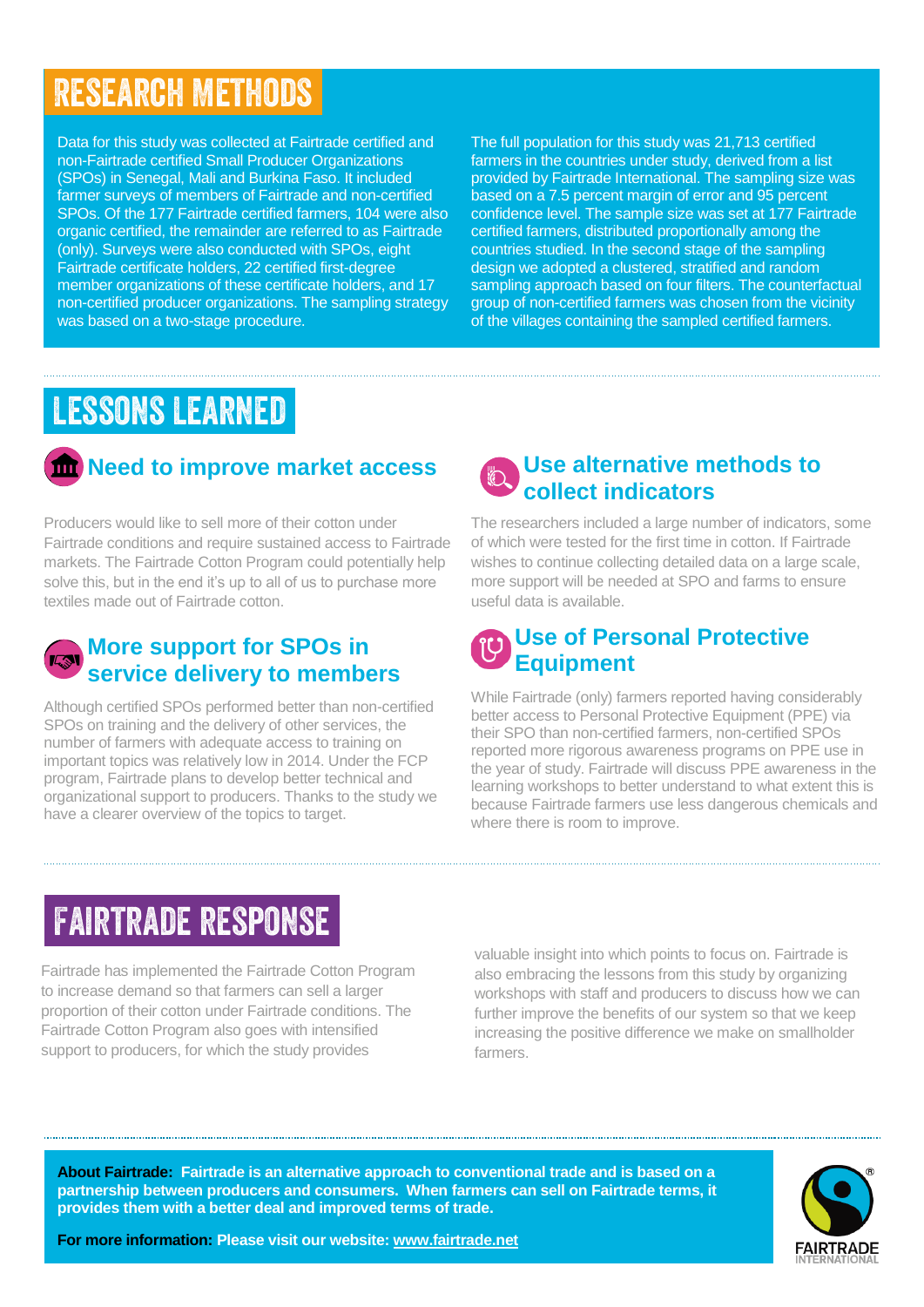## RESEARCH METHODS

Data for this study was collected at Fairtrade certified and non-Fairtrade certified Small Producer Organizations (SPOs) in Senegal, Mali and Burkina Faso. It included farmer surveys of members of Fairtrade and non-certified SPOs. Of the 177 Fairtrade certified farmers, 104 were also organic certified, the remainder are referred to as Fairtrade (only). Surveys were also conducted with SPOs, eight Fairtrade certificate holders, 22 certified first-degree member organizations of these certificate holders, and 17 non-certified producer organizations. The sampling strategy was based on a two-stage procedure.

The full population for this study was 21,713 certified farmers in the countries under study, derived from a list provided by Fairtrade International. The sampling size was based on a 7.5 percent margin of error and 95 percent confidence level. The sample size was set at 177 Fairtrade certified farmers, distributed proportionally among the countries studied. In the second stage of the sampling design we adopted a clustered, stratified and random sampling approach based on four filters. The counterfactual group of non-certified farmers was chosen from the vicinity of the villages containing the sampled certified farmers.

## LESSONS LEARNED

### Need to improve market access

Producers would like to sell more of their cotton under Fairtrade conditions and require sustained access to Fairtrade markets. The Fairtrade Cotton Program could potentially help solve this, but in the end it's up to all of us to purchase more textiles made out of Fairtrade cotton.

### More support for SPOs in service delivery to members

Although certified SPOs performed better than non-certified SPOs on training and the delivery of other services, the number of farmers with adequate access to training on important topics was relatively low in 2014. Under the FCP program, Fairtrade plans to develop better technical and organizational support to producers. Thanks to the study we have a clearer overview of the topics to target.

### Use alternative methods to collect indicators

The researchers included a large number of indicators, some of which were tested for the first time in cotton. If Fairtrade wishes to continue collecting detailed data on a large scale, more support will be needed at SPO and farms to ensure useful data is available.

### Use of Personal Protective Equipment

While Fairtrade (only) farmers reported having considerably better access to Personal Protective Equipment (PPE) via their SPO than non-certified farmers, non-certified SPOs reported more rigorous awareness programs on PPE use in the year of study. Fairtrade will discuss PPE awareness in the learning workshops to better understand to what extent this is because Fairtrade farmers use less dangerous chemicals and where there is room to improve.

## FAIRTRADE RESPONSE

Fairtrade has implemented the Fairtrade Cotton Program to increase demand so that farmers can sell a larger proportion of their cotton under Fairtrade conditions. The Fairtrade Cotton Program also goes with intensified support to producers, for which the study provides valuable insight into which points to focus on. Fairtrade is also embracing the lessons from this study by organizing workshops with staff and producers to discuss how we can further improve the benefits of our system so that we keep increasing the positive difference we make on smallholder farmers.

**About Fairtrade:** **Fairtrade is an alternative approach to conventional trade and is based on a partnership between producers and consumers. When farmers can sell on Fairtrade terms, it provides them with a better deal and improved terms of trade.**

**For more information:** **Please visit our website: www.fairtrade.net**

FAIRTRADE INTERNATIONAL